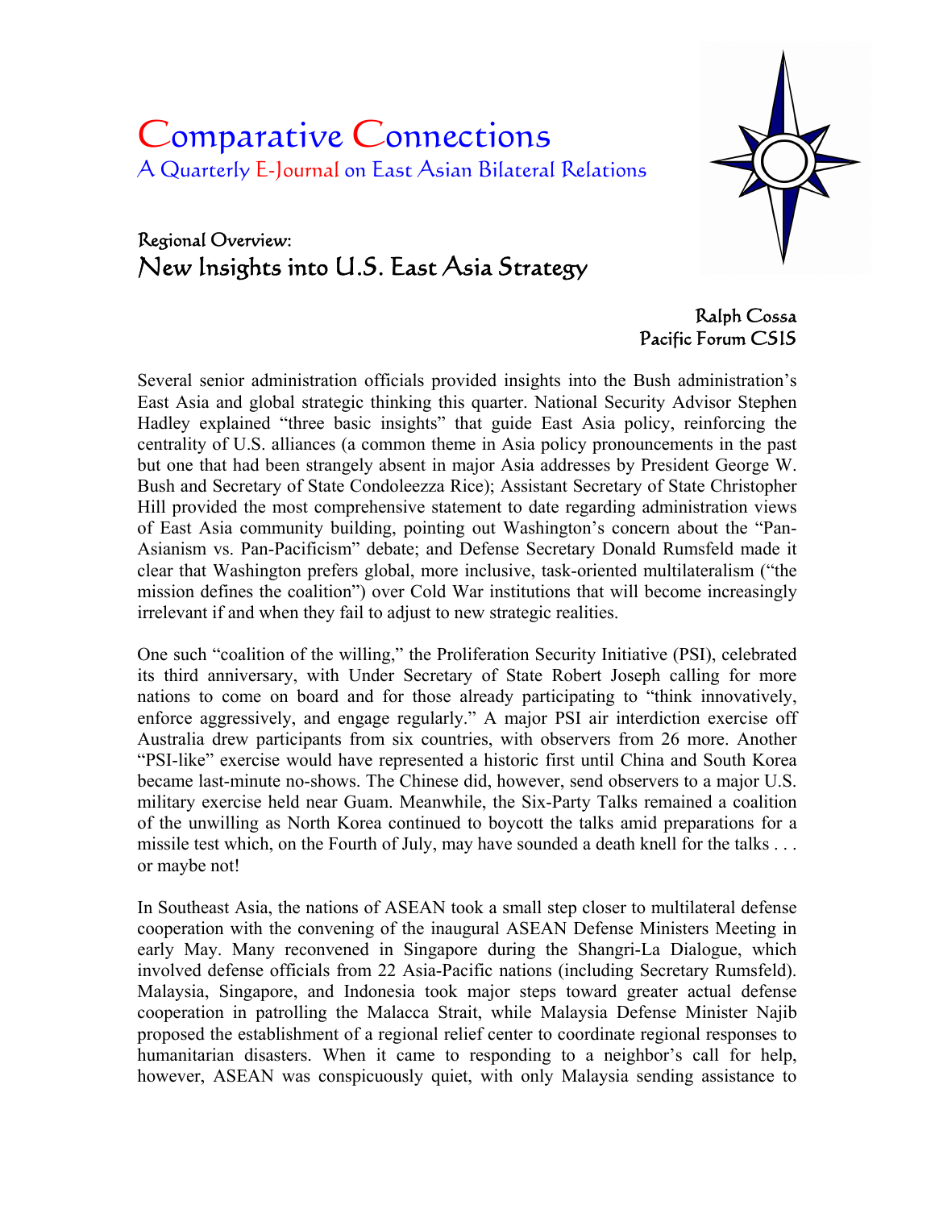# Comparative Connections

A Quarterly E-Journal on East Asian Bilateral Relations

## Regional Overview:
## New Insights into U.S. East Asia Strategy

Ralph Cossa
Pacific Forum CSIS

Several senior administration officials provided insights into the Bush administration's East Asia and global strategic thinking this quarter. National Security Advisor Stephen Hadley explained "three basic insights" that guide East Asia policy, reinforcing the centrality of U.S. alliances (a common theme in Asia policy pronouncements in the past but one that had been strangely absent in major Asia addresses by President George W. Bush and Secretary of State Condoleezza Rice); Assistant Secretary of State Christopher Hill provided the most comprehensive statement to date regarding administration views of East Asia community building, pointing out Washington's concern about the "Pan-Asianism vs. Pan-Pacificism" debate; and Defense Secretary Donald Rumsfeld made it clear that Washington prefers global, more inclusive, task-oriented multilateralism ("the mission defines the coalition") over Cold War institutions that will become increasingly irrelevant if and when they fail to adjust to new strategic realities.

One such "coalition of the willing," the Proliferation Security Initiative (PSI), celebrated its third anniversary, with Under Secretary of State Robert Joseph calling for more nations to come on board and for those already participating to "think innovatively, enforce aggressively, and engage regularly." A major PSI air interdiction exercise off Australia drew participants from six countries, with observers from 26 more. Another "PSI-like" exercise would have represented a historic first until China and South Korea became last-minute no-shows. The Chinese did, however, send observers to a major U.S. military exercise held near Guam. Meanwhile, the Six-Party Talks remained a coalition of the unwilling as North Korea continued to boycott the talks amid preparations for a missile test which, on the Fourth of July, may have sounded a death knell for the talks . . . or maybe not!

In Southeast Asia, the nations of ASEAN took a small step closer to multilateral defense cooperation with the convening of the inaugural ASEAN Defense Ministers Meeting in early May. Many reconvened in Singapore during the Shangri-La Dialogue, which involved defense officials from 22 Asia-Pacific nations (including Secretary Rumsfeld). Malaysia, Singapore, and Indonesia took major steps toward greater actual defense cooperation in patrolling the Malacca Strait, while Malaysia Defense Minister Najib proposed the establishment of a regional relief center to coordinate regional responses to humanitarian disasters. When it came to responding to a neighbor's call for help, however, ASEAN was conspicuously quiet, with only Malaysia sending assistance to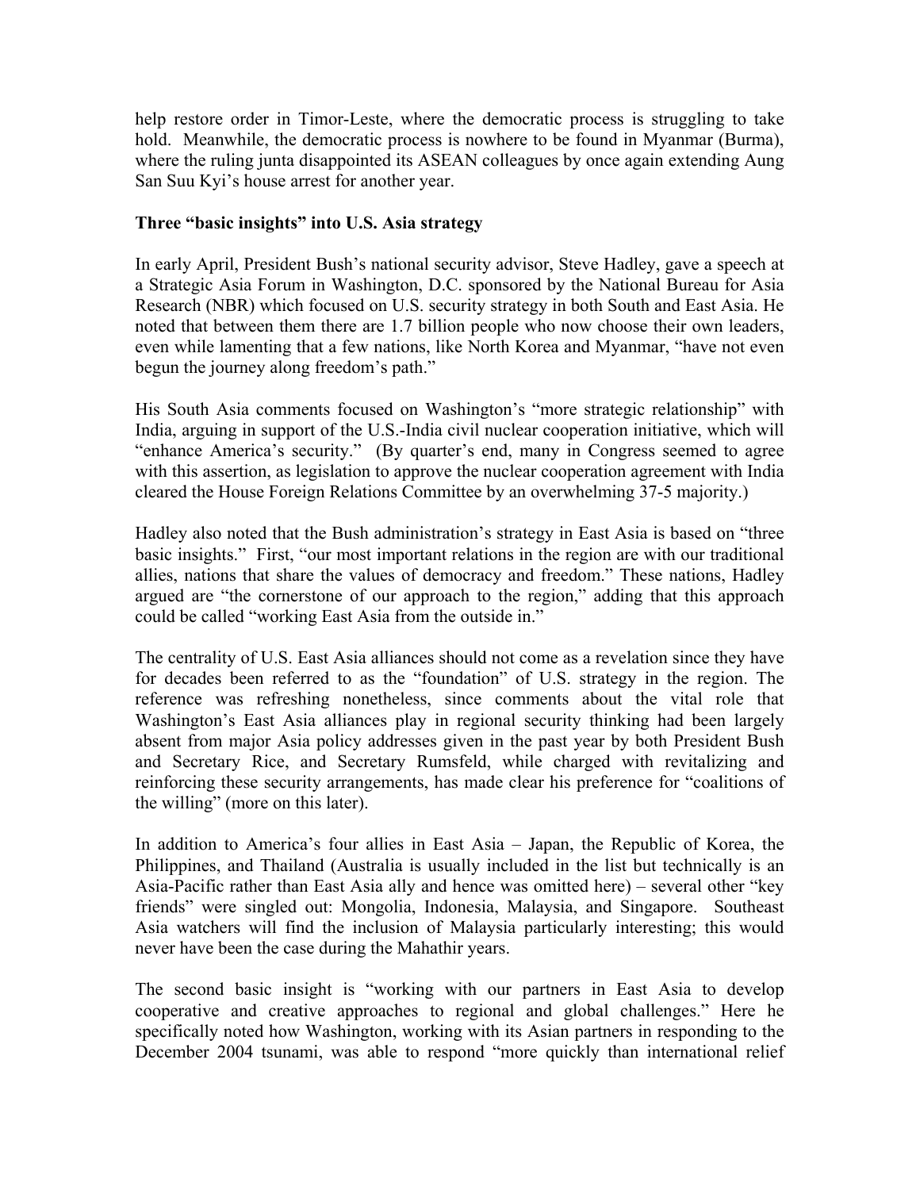help restore order in Timor-Leste, where the democratic process is struggling to take hold. Meanwhile, the democratic process is nowhere to be found in Myanmar (Burma), where the ruling junta disappointed its ASEAN colleagues by once again extending Aung San Suu Kyi's house arrest for another year.

**Three "basic insights" into U.S. Asia strategy**

In early April, President Bush's national security advisor, Steve Hadley, gave a speech at a Strategic Asia Forum in Washington, D.C. sponsored by the National Bureau for Asia Research (NBR) which focused on U.S. security strategy in both South and East Asia. He noted that between them there are 1.7 billion people who now choose their own leaders, even while lamenting that a few nations, like North Korea and Myanmar, "have not even begun the journey along freedom's path."

His South Asia comments focused on Washington's "more strategic relationship" with India, arguing in support of the U.S.-India civil nuclear cooperation initiative, which will "enhance America's security." (By quarter's end, many in Congress seemed to agree with this assertion, as legislation to approve the nuclear cooperation agreement with India cleared the House Foreign Relations Committee by an overwhelming 37-5 majority.)

Hadley also noted that the Bush administration's strategy in East Asia is based on "three basic insights." First, "our most important relations in the region are with our traditional allies, nations that share the values of democracy and freedom." These nations, Hadley argued are "the cornerstone of our approach to the region," adding that this approach could be called "working East Asia from the outside in."

The centrality of U.S. East Asia alliances should not come as a revelation since they have for decades been referred to as the "foundation" of U.S. strategy in the region. The reference was refreshing nonetheless, since comments about the vital role that Washington's East Asia alliances play in regional security thinking had been largely absent from major Asia policy addresses given in the past year by both President Bush and Secretary Rice, and Secretary Rumsfeld, while charged with revitalizing and reinforcing these security arrangements, has made clear his preference for "coalitions of the willing" (more on this later).

In addition to America's four allies in East Asia – Japan, the Republic of Korea, the Philippines, and Thailand (Australia is usually included in the list but technically is an Asia-Pacific rather than East Asia ally and hence was omitted here) – several other "key friends" were singled out: Mongolia, Indonesia, Malaysia, and Singapore. Southeast Asia watchers will find the inclusion of Malaysia particularly interesting; this would never have been the case during the Mahathir years.

The second basic insight is "working with our partners in East Asia to develop cooperative and creative approaches to regional and global challenges." Here he specifically noted how Washington, working with its Asian partners in responding to the December 2004 tsunami, was able to respond "more quickly than international relief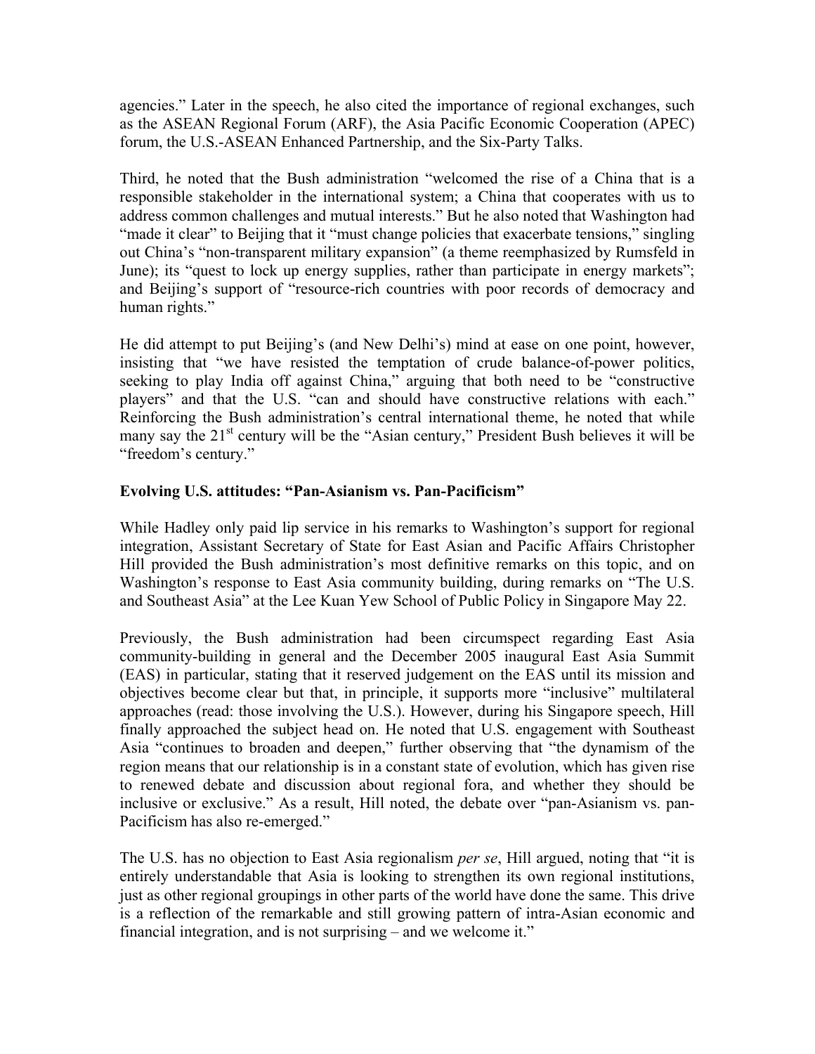agencies." Later in the speech, he also cited the importance of regional exchanges, such as the ASEAN Regional Forum (ARF), the Asia Pacific Economic Cooperation (APEC) forum, the U.S.-ASEAN Enhanced Partnership, and the Six-Party Talks.

Third, he noted that the Bush administration "welcomed the rise of a China that is a responsible stakeholder in the international system; a China that cooperates with us to address common challenges and mutual interests." But he also noted that Washington had "made it clear" to Beijing that it "must change policies that exacerbate tensions," singling out China's "non-transparent military expansion" (a theme reemphasized by Rumsfeld in June); its "quest to lock up energy supplies, rather than participate in energy markets"; and Beijing's support of "resource-rich countries with poor records of democracy and human rights."

He did attempt to put Beijing's (and New Delhi's) mind at ease on one point, however, insisting that "we have resisted the temptation of crude balance-of-power politics, seeking to play India off against China," arguing that both need to be "constructive players" and that the U.S. "can and should have constructive relations with each." Reinforcing the Bush administration's central international theme, he noted that while many say the 21st century will be the "Asian century," President Bush believes it will be "freedom's century."

**Evolving U.S. attitudes: "Pan-Asianism vs. Pan-Pacificism"**

While Hadley only paid lip service in his remarks to Washington's support for regional integration, Assistant Secretary of State for East Asian and Pacific Affairs Christopher Hill provided the Bush administration's most definitive remarks on this topic, and on Washington's response to East Asia community building, during remarks on "The U.S. and Southeast Asia" at the Lee Kuan Yew School of Public Policy in Singapore May 22.

Previously, the Bush administration had been circumspect regarding East Asia community-building in general and the December 2005 inaugural East Asia Summit (EAS) in particular, stating that it reserved judgement on the EAS until its mission and objectives become clear but that, in principle, it supports more "inclusive" multilateral approaches (read: those involving the U.S.). However, during his Singapore speech, Hill finally approached the subject head on. He noted that U.S. engagement with Southeast Asia "continues to broaden and deepen," further observing that "the dynamism of the region means that our relationship is in a constant state of evolution, which has given rise to renewed debate and discussion about regional fora, and whether they should be inclusive or exclusive." As a result, Hill noted, the debate over "pan-Asianism vs. pan-Pacificism has also re-emerged."

The U.S. has no objection to East Asia regionalism *per se*, Hill argued, noting that "it is entirely understandable that Asia is looking to strengthen its own regional institutions, just as other regional groupings in other parts of the world have done the same. This drive is a reflection of the remarkable and still growing pattern of intra-Asian economic and financial integration, and is not surprising – and we welcome it."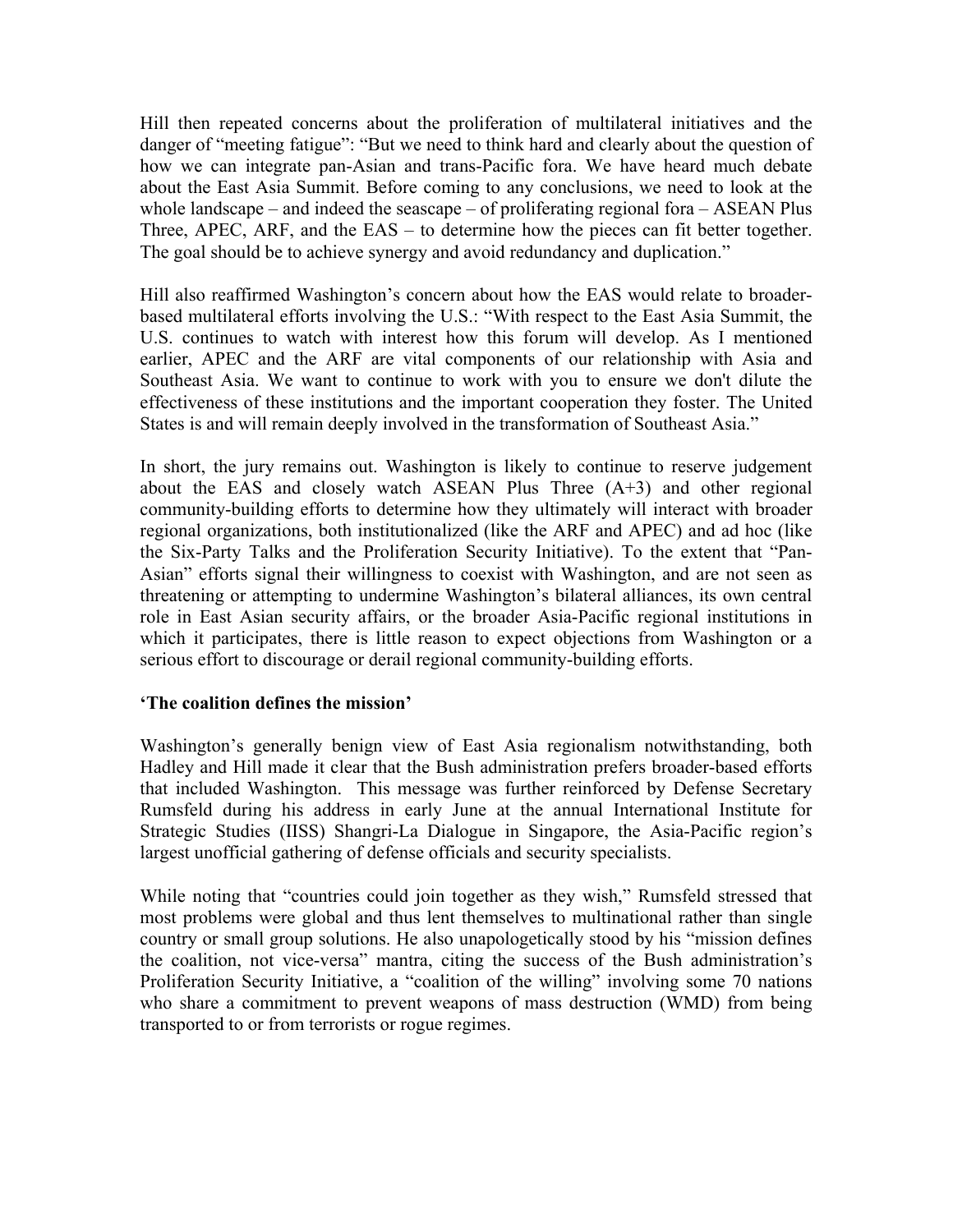Hill then repeated concerns about the proliferation of multilateral initiatives and the danger of "meeting fatigue": "But we need to think hard and clearly about the question of how we can integrate pan-Asian and trans-Pacific fora. We have heard much debate about the East Asia Summit. Before coming to any conclusions, we need to look at the whole landscape – and indeed the seascape – of proliferating regional fora – ASEAN Plus Three, APEC, ARF, and the EAS – to determine how the pieces can fit better together. The goal should be to achieve synergy and avoid redundancy and duplication."

Hill also reaffirmed Washington's concern about how the EAS would relate to broader-based multilateral efforts involving the U.S.: "With respect to the East Asia Summit, the U.S. continues to watch with interest how this forum will develop. As I mentioned earlier, APEC and the ARF are vital components of our relationship with Asia and Southeast Asia. We want to continue to work with you to ensure we don't dilute the effectiveness of these institutions and the important cooperation they foster. The United States is and will remain deeply involved in the transformation of Southeast Asia."

In short, the jury remains out. Washington is likely to continue to reserve judgement about the EAS and closely watch ASEAN Plus Three (A+3) and other regional community-building efforts to determine how they ultimately will interact with broader regional organizations, both institutionalized (like the ARF and APEC) and ad hoc (like the Six-Party Talks and the Proliferation Security Initiative). To the extent that "Pan-Asian" efforts signal their willingness to coexist with Washington, and are not seen as threatening or attempting to undermine Washington's bilateral alliances, its own central role in East Asian security affairs, or the broader Asia-Pacific regional institutions in which it participates, there is little reason to expect objections from Washington or a serious effort to discourage or derail regional community-building efforts.

**'The coalition defines the mission'**

Washington's generally benign view of East Asia regionalism notwithstanding, both Hadley and Hill made it clear that the Bush administration prefers broader-based efforts that included Washington. This message was further reinforced by Defense Secretary Rumsfeld during his address in early June at the annual International Institute for Strategic Studies (IISS) Shangri-La Dialogue in Singapore, the Asia-Pacific region's largest unofficial gathering of defense officials and security specialists.

While noting that "countries could join together as they wish," Rumsfeld stressed that most problems were global and thus lent themselves to multinational rather than single country or small group solutions. He also unapologetically stood by his "mission defines the coalition, not vice-versa" mantra, citing the success of the Bush administration's Proliferation Security Initiative, a "coalition of the willing" involving some 70 nations who share a commitment to prevent weapons of mass destruction (WMD) from being transported to or from terrorists or rogue regimes.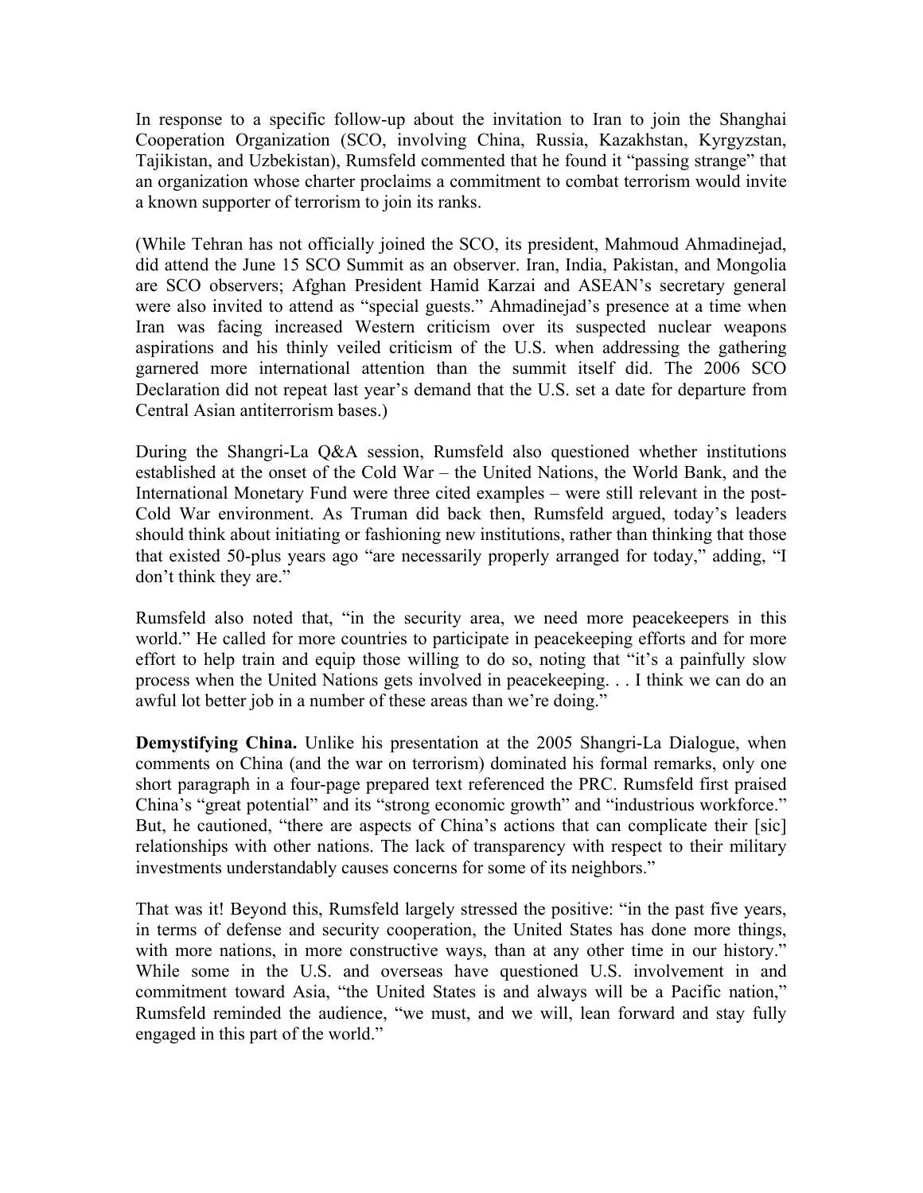In response to a specific follow-up about the invitation to Iran to join the Shanghai Cooperation Organization (SCO, involving China, Russia, Kazakhstan, Kyrgyzstan, Tajikistan, and Uzbekistan), Rumsfeld commented that he found it "passing strange" that an organization whose charter proclaims a commitment to combat terrorism would invite a known supporter of terrorism to join its ranks.

(While Tehran has not officially joined the SCO, its president, Mahmoud Ahmadinejad, did attend the June 15 SCO Summit as an observer. Iran, India, Pakistan, and Mongolia are SCO observers; Afghan President Hamid Karzai and ASEAN's secretary general were also invited to attend as "special guests." Ahmadinejad's presence at a time when Iran was facing increased Western criticism over its suspected nuclear weapons aspirations and his thinly veiled criticism of the U.S. when addressing the gathering garnered more international attention than the summit itself did. The 2006 SCO Declaration did not repeat last year's demand that the U.S. set a date for departure from Central Asian antiterrorism bases.)

During the Shangri-La Q&A session, Rumsfeld also questioned whether institutions established at the onset of the Cold War – the United Nations, the World Bank, and the International Monetary Fund were three cited examples – were still relevant in the post-Cold War environment. As Truman did back then, Rumsfeld argued, today's leaders should think about initiating or fashioning new institutions, rather than thinking that those that existed 50-plus years ago "are necessarily properly arranged for today," adding, "I don't think they are."

Rumsfeld also noted that, "in the security area, we need more peacekeepers in this world." He called for more countries to participate in peacekeeping efforts and for more effort to help train and equip those willing to do so, noting that "it's a painfully slow process when the United Nations gets involved in peacekeeping. . . I think we can do an awful lot better job in a number of these areas than we're doing."

**Demystifying China.** Unlike his presentation at the 2005 Shangri-La Dialogue, when comments on China (and the war on terrorism) dominated his formal remarks, only one short paragraph in a four-page prepared text referenced the PRC. Rumsfeld first praised China's "great potential" and its "strong economic growth" and "industrious workforce." But, he cautioned, "there are aspects of China's actions that can complicate their [sic] relationships with other nations. The lack of transparency with respect to their military investments understandably causes concerns for some of its neighbors."

That was it! Beyond this, Rumsfeld largely stressed the positive: "in the past five years, in terms of defense and security cooperation, the United States has done more things, with more nations, in more constructive ways, than at any other time in our history." While some in the U.S. and overseas have questioned U.S. involvement in and commitment toward Asia, "the United States is and always will be a Pacific nation," Rumsfeld reminded the audience, "we must, and we will, lean forward and stay fully engaged in this part of the world."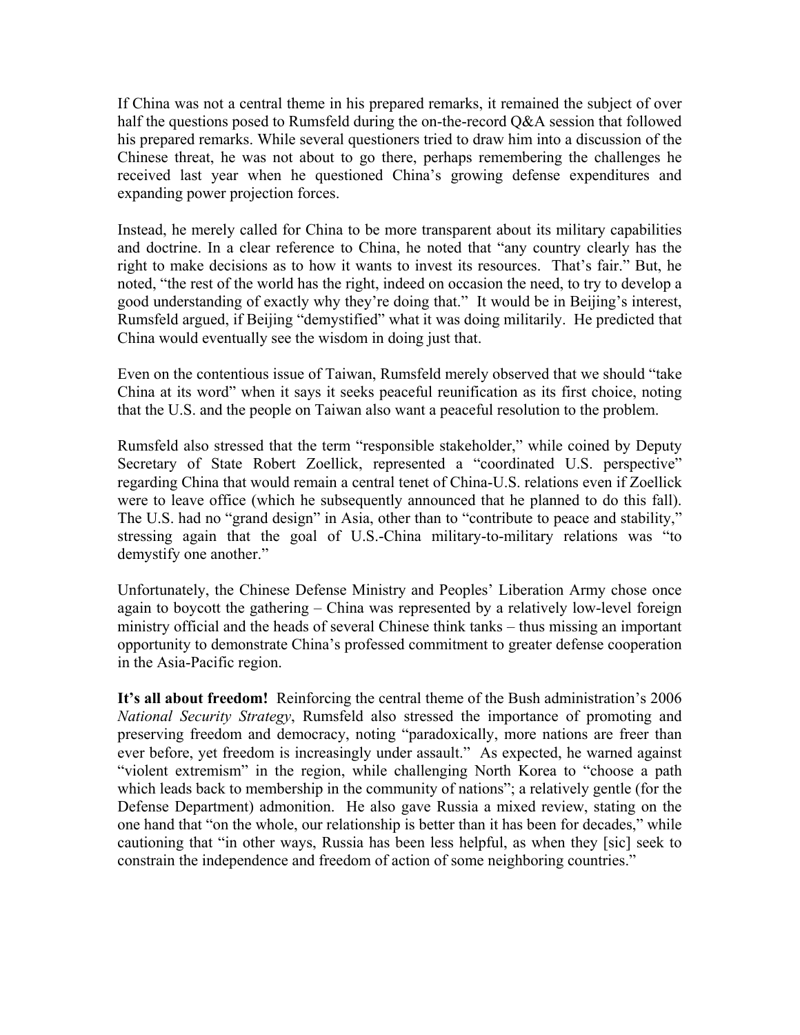If China was not a central theme in his prepared remarks, it remained the subject of over half the questions posed to Rumsfeld during the on-the-record Q&A session that followed his prepared remarks. While several questioners tried to draw him into a discussion of the Chinese threat, he was not about to go there, perhaps remembering the challenges he received last year when he questioned China's growing defense expenditures and expanding power projection forces.

Instead, he merely called for China to be more transparent about its military capabilities and doctrine. In a clear reference to China, he noted that "any country clearly has the right to make decisions as to how it wants to invest its resources. That's fair." But, he noted, "the rest of the world has the right, indeed on occasion the need, to try to develop a good understanding of exactly why they're doing that." It would be in Beijing's interest, Rumsfeld argued, if Beijing "demystified" what it was doing militarily. He predicted that China would eventually see the wisdom in doing just that.

Even on the contentious issue of Taiwan, Rumsfeld merely observed that we should "take China at its word" when it says it seeks peaceful reunification as its first choice, noting that the U.S. and the people on Taiwan also want a peaceful resolution to the problem.

Rumsfeld also stressed that the term "responsible stakeholder," while coined by Deputy Secretary of State Robert Zoellick, represented a "coordinated U.S. perspective" regarding China that would remain a central tenet of China-U.S. relations even if Zoellick were to leave office (which he subsequently announced that he planned to do this fall). The U.S. had no "grand design" in Asia, other than to "contribute to peace and stability," stressing again that the goal of U.S.-China military-to-military relations was "to demystify one another."

Unfortunately, the Chinese Defense Ministry and Peoples' Liberation Army chose once again to boycott the gathering – China was represented by a relatively low-level foreign ministry official and the heads of several Chinese think tanks – thus missing an important opportunity to demonstrate China's professed commitment to greater defense cooperation in the Asia-Pacific region.

**It's all about freedom!** Reinforcing the central theme of the Bush administration's 2006 *National Security Strategy*, Rumsfeld also stressed the importance of promoting and preserving freedom and democracy, noting "paradoxically, more nations are freer than ever before, yet freedom is increasingly under assault." As expected, he warned against "violent extremism" in the region, while challenging North Korea to "choose a path which leads back to membership in the community of nations"; a relatively gentle (for the Defense Department) admonition. He also gave Russia a mixed review, stating on the one hand that "on the whole, our relationship is better than it has been for decades," while cautioning that "in other ways, Russia has been less helpful, as when they [sic] seek to constrain the independence and freedom of action of some neighboring countries."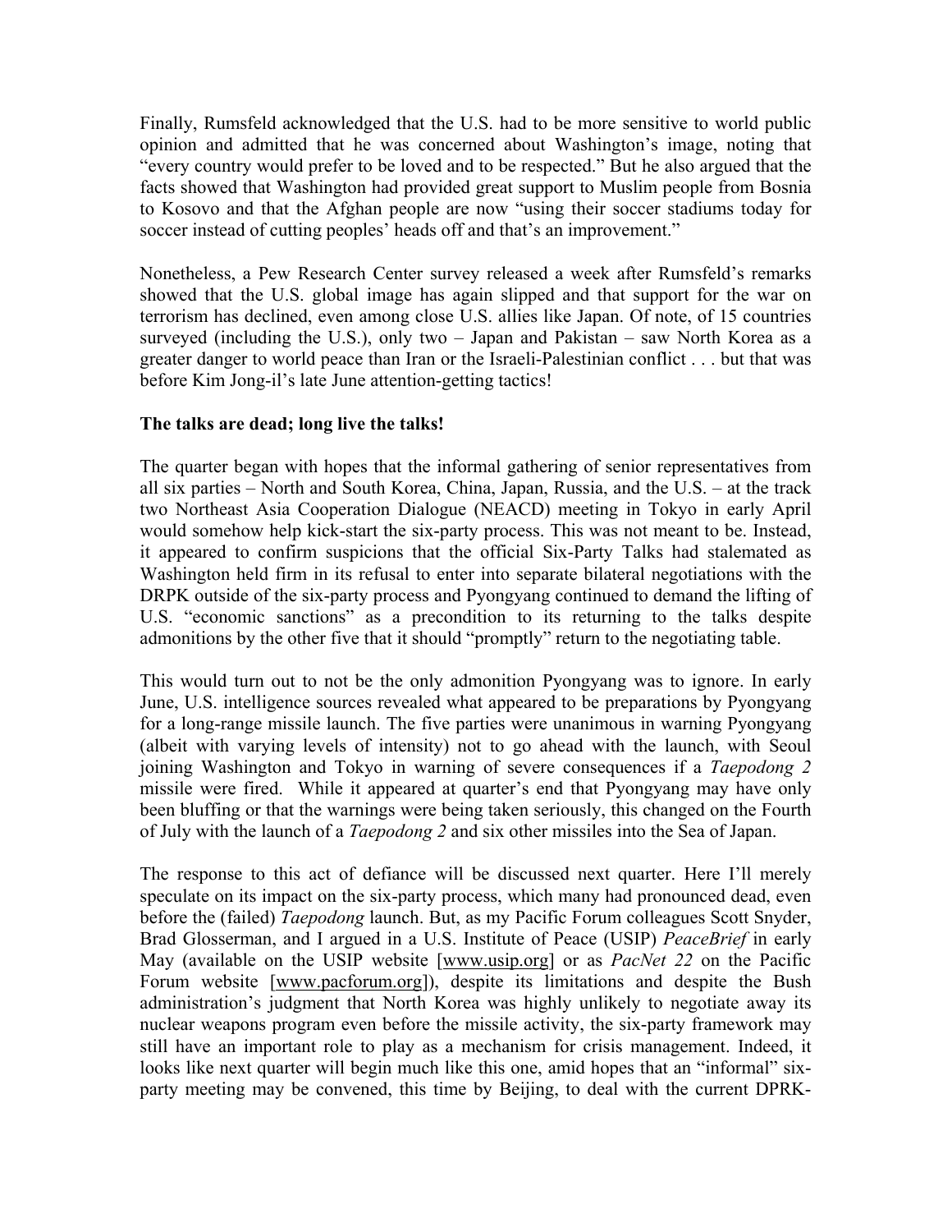Finally, Rumsfeld acknowledged that the U.S. had to be more sensitive to world public opinion and admitted that he was concerned about Washington's image, noting that "every country would prefer to be loved and to be respected." But he also argued that the facts showed that Washington had provided great support to Muslim people from Bosnia to Kosovo and that the Afghan people are now "using their soccer stadiums today for soccer instead of cutting peoples' heads off and that's an improvement."

Nonetheless, a Pew Research Center survey released a week after Rumsfeld's remarks showed that the U.S. global image has again slipped and that support for the war on terrorism has declined, even among close U.S. allies like Japan. Of note, of 15 countries surveyed (including the U.S.), only two – Japan and Pakistan – saw North Korea as a greater danger to world peace than Iran or the Israeli-Palestinian conflict . . . but that was before Kim Jong-il's late June attention-getting tactics!

**The talks are dead; long live the talks!**

The quarter began with hopes that the informal gathering of senior representatives from all six parties – North and South Korea, China, Japan, Russia, and the U.S. – at the track two Northeast Asia Cooperation Dialogue (NEACD) meeting in Tokyo in early April would somehow help kick-start the six-party process. This was not meant to be. Instead, it appeared to confirm suspicions that the official Six-Party Talks had stalemated as Washington held firm in its refusal to enter into separate bilateral negotiations with the DRPK outside of the six-party process and Pyongyang continued to demand the lifting of U.S. "economic sanctions" as a precondition to its returning to the talks despite admonitions by the other five that it should "promptly" return to the negotiating table.

This would turn out to not be the only admonition Pyongyang was to ignore. In early June, U.S. intelligence sources revealed what appeared to be preparations by Pyongyang for a long-range missile launch. The five parties were unanimous in warning Pyongyang (albeit with varying levels of intensity) not to go ahead with the launch, with Seoul joining Washington and Tokyo in warning of severe consequences if a *Taepodong 2* missile were fired. While it appeared at quarter's end that Pyongyang may have only been bluffing or that the warnings were being taken seriously, this changed on the Fourth of July with the launch of a *Taepodong 2* and six other missiles into the Sea of Japan.

The response to this act of defiance will be discussed next quarter. Here I'll merely speculate on its impact on the six-party process, which many had pronounced dead, even before the (failed) *Taepodong* launch. But, as my Pacific Forum colleagues Scott Snyder, Brad Glosserman, and I argued in a U.S. Institute of Peace (USIP) *PeaceBrief* in early May (available on the USIP website [www.usip.org] or as *PacNet 22* on the Pacific Forum website [www.pacforum.org]), despite its limitations and despite the Bush administration's judgment that North Korea was highly unlikely to negotiate away its nuclear weapons program even before the missile activity, the six-party framework may still have an important role to play as a mechanism for crisis management. Indeed, it looks like next quarter will begin much like this one, amid hopes that an "informal" six-party meeting may be convened, this time by Beijing, to deal with the current DPRK-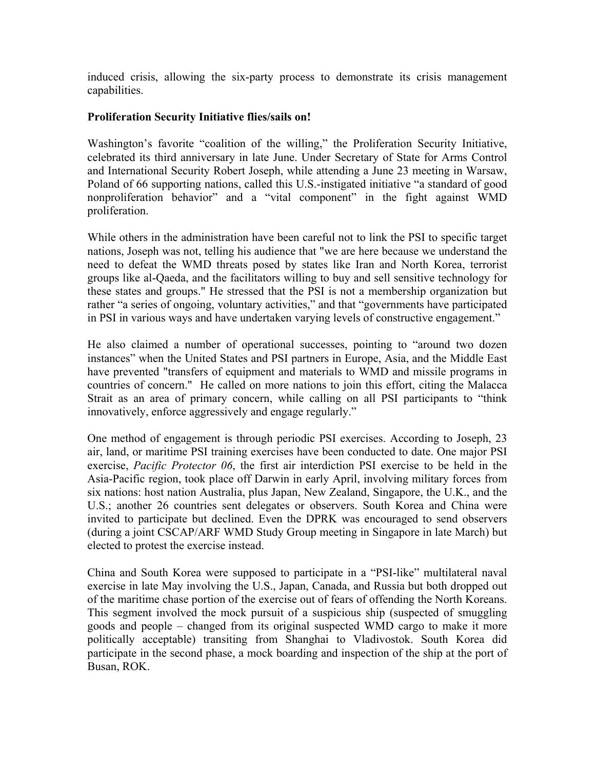induced crisis, allowing the six-party process to demonstrate its crisis management capabilities.

**Proliferation Security Initiative flies/sails on!**

Washington's favorite "coalition of the willing," the Proliferation Security Initiative, celebrated its third anniversary in late June. Under Secretary of State for Arms Control and International Security Robert Joseph, while attending a June 23 meeting in Warsaw, Poland of 66 supporting nations, called this U.S.-instigated initiative "a standard of good nonproliferation behavior" and a "vital component" in the fight against WMD proliferation.

While others in the administration have been careful not to link the PSI to specific target nations, Joseph was not, telling his audience that "we are here because we understand the need to defeat the WMD threats posed by states like Iran and North Korea, terrorist groups like al-Qaeda, and the facilitators willing to buy and sell sensitive technology for these states and groups." He stressed that the PSI is not a membership organization but rather "a series of ongoing, voluntary activities," and that "governments have participated in PSI in various ways and have undertaken varying levels of constructive engagement."

He also claimed a number of operational successes, pointing to "around two dozen instances" when the United States and PSI partners in Europe, Asia, and the Middle East have prevented "transfers of equipment and materials to WMD and missile programs in countries of concern." He called on more nations to join this effort, citing the Malacca Strait as an area of primary concern, while calling on all PSI participants to "think innovatively, enforce aggressively and engage regularly."

One method of engagement is through periodic PSI exercises. According to Joseph, 23 air, land, or maritime PSI training exercises have been conducted to date. One major PSI exercise, *Pacific Protector 06*, the first air interdiction PSI exercise to be held in the Asia-Pacific region, took place off Darwin in early April, involving military forces from six nations: host nation Australia, plus Japan, New Zealand, Singapore, the U.K., and the U.S.; another 26 countries sent delegates or observers. South Korea and China were invited to participate but declined. Even the DPRK was encouraged to send observers (during a joint CSCAP/ARF WMD Study Group meeting in Singapore in late March) but elected to protest the exercise instead.

China and South Korea were supposed to participate in a "PSI-like" multilateral naval exercise in late May involving the U.S., Japan, Canada, and Russia but both dropped out of the maritime chase portion of the exercise out of fears of offending the North Koreans. This segment involved the mock pursuit of a suspicious ship (suspected of smuggling goods and people – changed from its original suspected WMD cargo to make it more politically acceptable) transiting from Shanghai to Vladivostok. South Korea did participate in the second phase, a mock boarding and inspection of the ship at the port of Busan, ROK.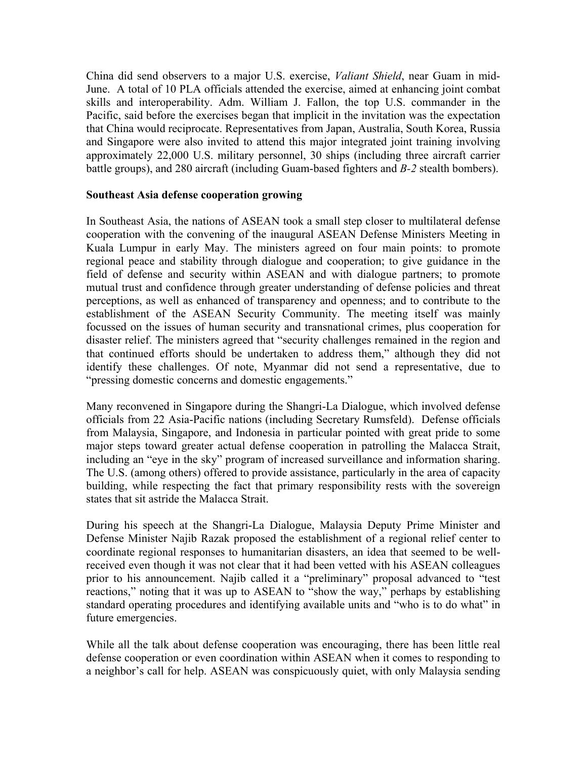China did send observers to a major U.S. exercise, *Valiant Shield*, near Guam in mid-June. A total of 10 PLA officials attended the exercise, aimed at enhancing joint combat skills and interoperability. Adm. William J. Fallon, the top U.S. commander in the Pacific, said before the exercises began that implicit in the invitation was the expectation that China would reciprocate. Representatives from Japan, Australia, South Korea, Russia and Singapore were also invited to attend this major integrated joint training involving approximately 22,000 U.S. military personnel, 30 ships (including three aircraft carrier battle groups), and 280 aircraft (including Guam-based fighters and *B-2* stealth bombers).

**Southeast Asia defense cooperation growing**

In Southeast Asia, the nations of ASEAN took a small step closer to multilateral defense cooperation with the convening of the inaugural ASEAN Defense Ministers Meeting in Kuala Lumpur in early May. The ministers agreed on four main points: to promote regional peace and stability through dialogue and cooperation; to give guidance in the field of defense and security within ASEAN and with dialogue partners; to promote mutual trust and confidence through greater understanding of defense policies and threat perceptions, as well as enhanced of transparency and openness; and to contribute to the establishment of the ASEAN Security Community. The meeting itself was mainly focussed on the issues of human security and transnational crimes, plus cooperation for disaster relief. The ministers agreed that "security challenges remained in the region and that continued efforts should be undertaken to address them," although they did not identify these challenges. Of note, Myanmar did not send a representative, due to "pressing domestic concerns and domestic engagements."

Many reconvened in Singapore during the Shangri-La Dialogue, which involved defense officials from 22 Asia-Pacific nations (including Secretary Rumsfeld). Defense officials from Malaysia, Singapore, and Indonesia in particular pointed with great pride to some major steps toward greater actual defense cooperation in patrolling the Malacca Strait, including an "eye in the sky" program of increased surveillance and information sharing. The U.S. (among others) offered to provide assistance, particularly in the area of capacity building, while respecting the fact that primary responsibility rests with the sovereign states that sit astride the Malacca Strait.

During his speech at the Shangri-La Dialogue, Malaysia Deputy Prime Minister and Defense Minister Najib Razak proposed the establishment of a regional relief center to coordinate regional responses to humanitarian disasters, an idea that seemed to be well-received even though it was not clear that it had been vetted with his ASEAN colleagues prior to his announcement. Najib called it a "preliminary" proposal advanced to "test reactions," noting that it was up to ASEAN to "show the way," perhaps by establishing standard operating procedures and identifying available units and "who is to do what" in future emergencies.

While all the talk about defense cooperation was encouraging, there has been little real defense cooperation or even coordination within ASEAN when it comes to responding to a neighbor's call for help. ASEAN was conspicuously quiet, with only Malaysia sending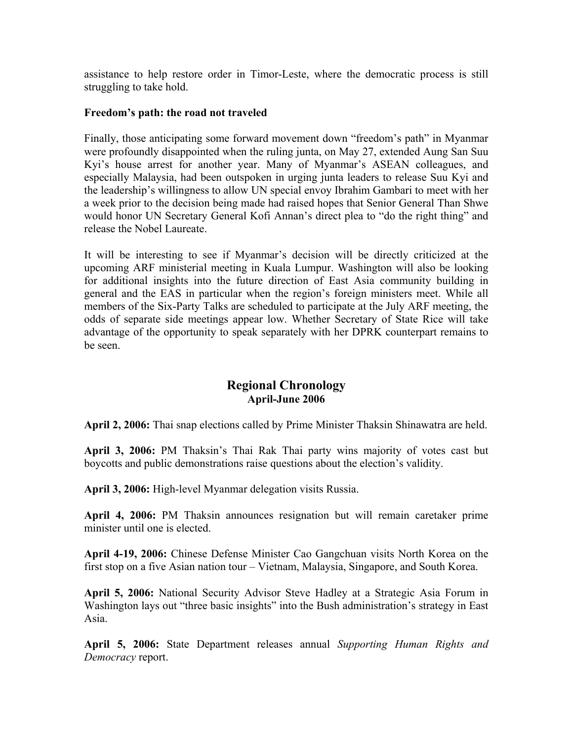assistance to help restore order in Timor-Leste, where the democratic process is still struggling to take hold.

**Freedom's path: the road not traveled**

Finally, those anticipating some forward movement down "freedom's path" in Myanmar were profoundly disappointed when the ruling junta, on May 27, extended Aung San Suu Kyi's house arrest for another year. Many of Myanmar's ASEAN colleagues, and especially Malaysia, had been outspoken in urging junta leaders to release Suu Kyi and the leadership's willingness to allow UN special envoy Ibrahim Gambari to meet with her a week prior to the decision being made had raised hopes that Senior General Than Shwe would honor UN Secretary General Kofi Annan's direct plea to "do the right thing" and release the Nobel Laureate.

It will be interesting to see if Myanmar's decision will be directly criticized at the upcoming ARF ministerial meeting in Kuala Lumpur. Washington will also be looking for additional insights into the future direction of East Asia community building in general and the EAS in particular when the region's foreign ministers meet. While all members of the Six-Party Talks are scheduled to participate at the July ARF meeting, the odds of separate side meetings appear low. Whether Secretary of State Rice will take advantage of the opportunity to speak separately with her DPRK counterpart remains to be seen.

## Regional Chronology
### April-June 2006

**April 2, 2006:** Thai snap elections called by Prime Minister Thaksin Shinawatra are held.

**April 3, 2006:** PM Thaksin's Thai Rak Thai party wins majority of votes cast but boycotts and public demonstrations raise questions about the election's validity.

**April 3, 2006:** High-level Myanmar delegation visits Russia.

**April 4, 2006:** PM Thaksin announces resignation but will remain caretaker prime minister until one is elected.

**April 4-19, 2006:** Chinese Defense Minister Cao Gangchuan visits North Korea on the first stop on a five Asian nation tour – Vietnam, Malaysia, Singapore, and South Korea.

**April 5, 2006:** National Security Advisor Steve Hadley at a Strategic Asia Forum in Washington lays out "three basic insights" into the Bush administration's strategy in East Asia.

**April 5, 2006:** State Department releases annual *Supporting Human Rights and Democracy* report.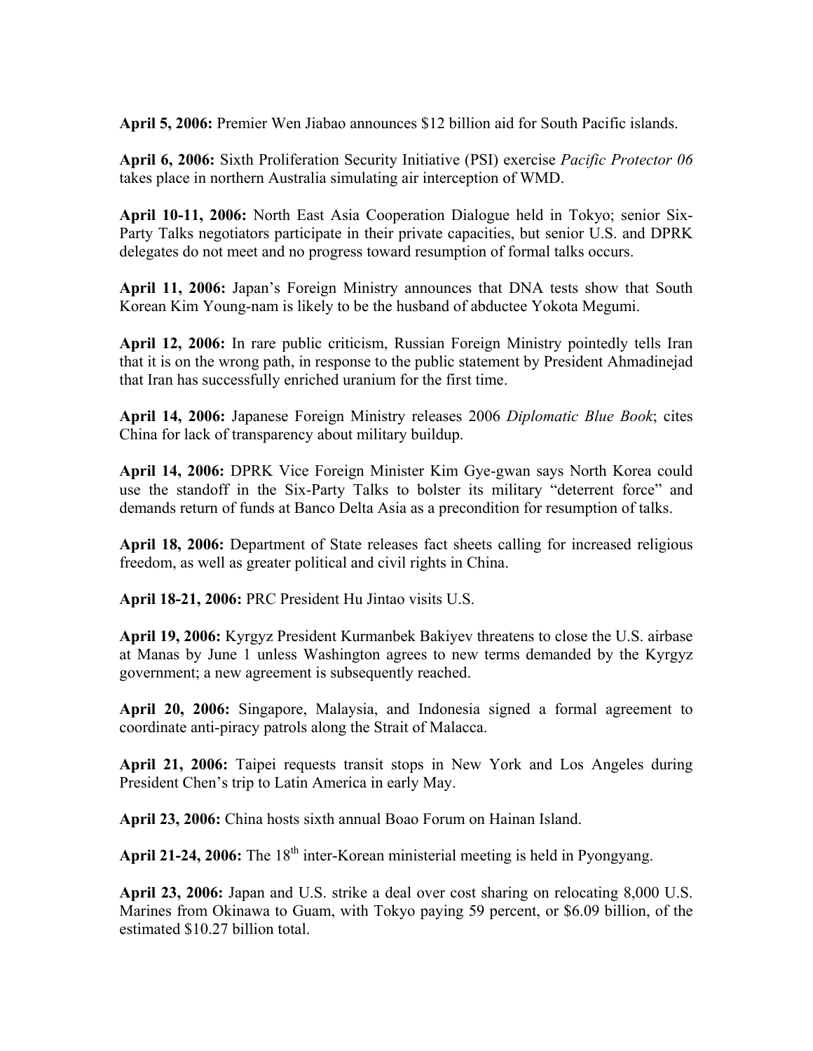**April 5, 2006:** Premier Wen Jiabao announces $12 billion aid for South Pacific islands.

**April 6, 2006:** Sixth Proliferation Security Initiative (PSI) exercise *Pacific Protector 06* takes place in northern Australia simulating air interception of WMD.

**April 10-11, 2006:** North East Asia Cooperation Dialogue held in Tokyo; senior Six-Party Talks negotiators participate in their private capacities, but senior U.S. and DPRK delegates do not meet and no progress toward resumption of formal talks occurs.

**April 11, 2006:** Japan's Foreign Ministry announces that DNA tests show that South Korean Kim Young-nam is likely to be the husband of abductee Yokota Megumi.

**April 12, 2006:** In rare public criticism, Russian Foreign Ministry pointedly tells Iran that it is on the wrong path, in response to the public statement by President Ahmadinejad that Iran has successfully enriched uranium for the first time.

**April 14, 2006:** Japanese Foreign Ministry releases 2006 *Diplomatic Blue Book*; cites China for lack of transparency about military buildup.

**April 14, 2006:** DPRK Vice Foreign Minister Kim Gye-gwan says North Korea could use the standoff in the Six-Party Talks to bolster its military "deterrent force" and demands return of funds at Banco Delta Asia as a precondition for resumption of talks.

**April 18, 2006:** Department of State releases fact sheets calling for increased religious freedom, as well as greater political and civil rights in China.

**April 18-21, 2006:** PRC President Hu Jintao visits U.S.

**April 19, 2006:** Kyrgyz President Kurmanbek Bakiyev threatens to close the U.S. airbase at Manas by June 1 unless Washington agrees to new terms demanded by the Kyrgyz government; a new agreement is subsequently reached.

**April 20, 2006:** Singapore, Malaysia, and Indonesia signed a formal agreement to coordinate anti-piracy patrols along the Strait of Malacca.

**April 21, 2006:** Taipei requests transit stops in New York and Los Angeles during President Chen's trip to Latin America in early May.

**April 23, 2006:** China hosts sixth annual Boao Forum on Hainan Island.

**April 21-24, 2006:** The 18th inter-Korean ministerial meeting is held in Pyongyang.

**April 23, 2006:** Japan and U.S. strike a deal over cost sharing on relocating 8,000 U.S. Marines from Okinawa to Guam, with Tokyo paying 59 percent, or $6.09 billion, of the estimated $10.27 billion total.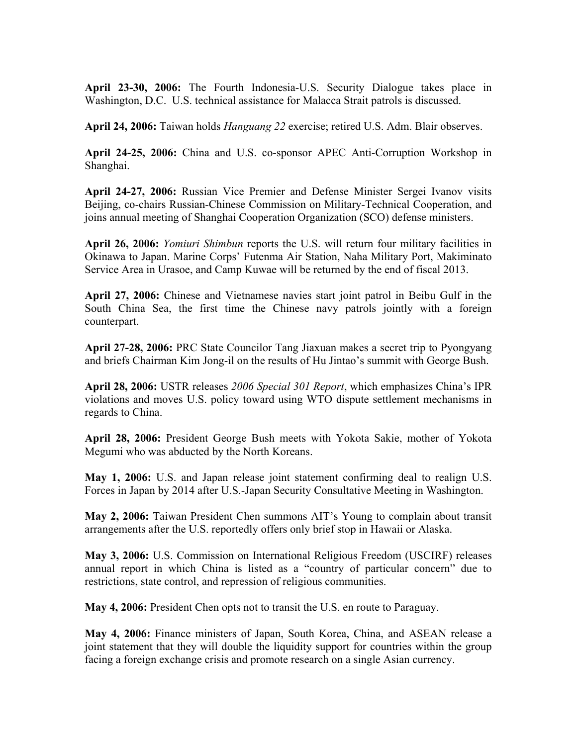**April 23-30, 2006:** The Fourth Indonesia-U.S. Security Dialogue takes place in Washington, D.C. U.S. technical assistance for Malacca Strait patrols is discussed.

**April 24, 2006:** Taiwan holds *Hanguang 22* exercise; retired U.S. Adm. Blair observes.

**April 24-25, 2006:** China and U.S. co-sponsor APEC Anti-Corruption Workshop in Shanghai.

**April 24-27, 2006:** Russian Vice Premier and Defense Minister Sergei Ivanov visits Beijing, co-chairs Russian-Chinese Commission on Military-Technical Cooperation, and joins annual meeting of Shanghai Cooperation Organization (SCO) defense ministers.

**April 26, 2006:** *Yomiuri Shimbun* reports the U.S. will return four military facilities in Okinawa to Japan. Marine Corps' Futenma Air Station, Naha Military Port, Makiminato Service Area in Urasoe, and Camp Kuwae will be returned by the end of fiscal 2013.

**April 27, 2006:** Chinese and Vietnamese navies start joint patrol in Beibu Gulf in the South China Sea, the first time the Chinese navy patrols jointly with a foreign counterpart.

**April 27-28, 2006:** PRC State Councilor Tang Jiaxuan makes a secret trip to Pyongyang and briefs Chairman Kim Jong-il on the results of Hu Jintao's summit with George Bush.

**April 28, 2006:** USTR releases *2006 Special 301 Report*, which emphasizes China's IPR violations and moves U.S. policy toward using WTO dispute settlement mechanisms in regards to China.

**April 28, 2006:** President George Bush meets with Yokota Sakie, mother of Yokota Megumi who was abducted by the North Koreans.

**May 1, 2006:** U.S. and Japan release joint statement confirming deal to realign U.S. Forces in Japan by 2014 after U.S.-Japan Security Consultative Meeting in Washington.

**May 2, 2006:** Taiwan President Chen summons AIT's Young to complain about transit arrangements after the U.S. reportedly offers only brief stop in Hawaii or Alaska.

**May 3, 2006:** U.S. Commission on International Religious Freedom (USCIRF) releases annual report in which China is listed as a "country of particular concern" due to restrictions, state control, and repression of religious communities.

**May 4, 2006:** President Chen opts not to transit the U.S. en route to Paraguay.

**May 4, 2006:** Finance ministers of Japan, South Korea, China, and ASEAN release a joint statement that they will double the liquidity support for countries within the group facing a foreign exchange crisis and promote research on a single Asian currency.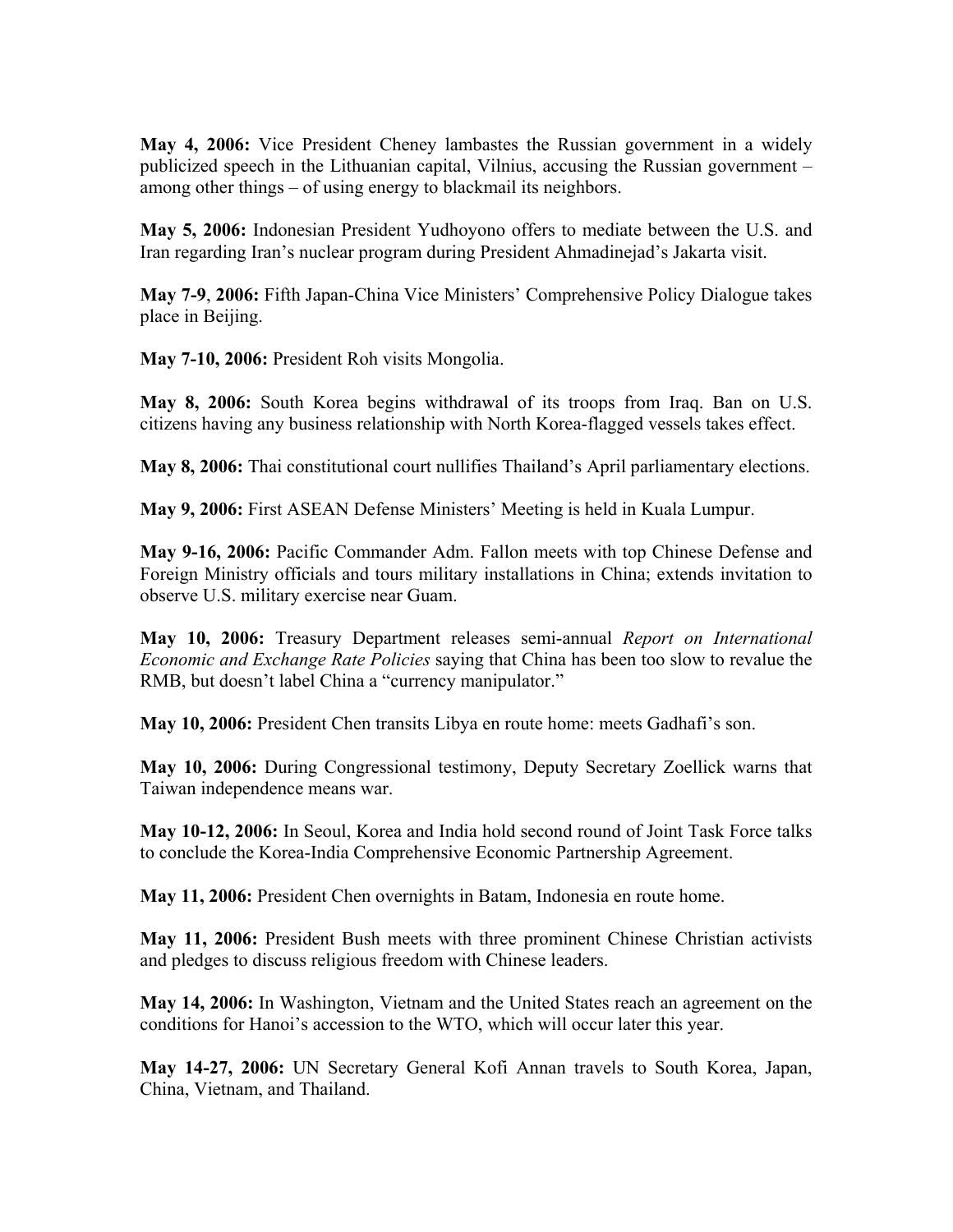**May 4, 2006:** Vice President Cheney lambastes the Russian government in a widely publicized speech in the Lithuanian capital, Vilnius, accusing the Russian government – among other things – of using energy to blackmail its neighbors.

**May 5, 2006:** Indonesian President Yudhoyono offers to mediate between the U.S. and Iran regarding Iran's nuclear program during President Ahmadinejad's Jakarta visit.

**May 7-9**, **2006:** Fifth Japan-China Vice Ministers' Comprehensive Policy Dialogue takes place in Beijing.

**May 7-10, 2006:** President Roh visits Mongolia.

**May 8, 2006:** South Korea begins withdrawal of its troops from Iraq. Ban on U.S. citizens having any business relationship with North Korea-flagged vessels takes effect.

**May 8, 2006:** Thai constitutional court nullifies Thailand's April parliamentary elections.

**May 9, 2006:** First ASEAN Defense Ministers' Meeting is held in Kuala Lumpur.

**May 9-16, 2006:** Pacific Commander Adm. Fallon meets with top Chinese Defense and Foreign Ministry officials and tours military installations in China; extends invitation to observe U.S. military exercise near Guam.

**May 10, 2006:** Treasury Department releases semi-annual *Report on International Economic and Exchange Rate Policies* saying that China has been too slow to revalue the RMB, but doesn't label China a "currency manipulator."

**May 10, 2006:** President Chen transits Libya en route home: meets Gadhafi's son.

**May 10, 2006:** During Congressional testimony, Deputy Secretary Zoellick warns that Taiwan independence means war.

**May 10-12, 2006:** In Seoul, Korea and India hold second round of Joint Task Force talks to conclude the Korea-India Comprehensive Economic Partnership Agreement.

**May 11, 2006:** President Chen overnights in Batam, Indonesia en route home.

**May 11, 2006:** President Bush meets with three prominent Chinese Christian activists and pledges to discuss religious freedom with Chinese leaders.

**May 14, 2006:** In Washington, Vietnam and the United States reach an agreement on the conditions for Hanoi's accession to the WTO, which will occur later this year.

**May 14-27, 2006:** UN Secretary General Kofi Annan travels to South Korea, Japan, China, Vietnam, and Thailand.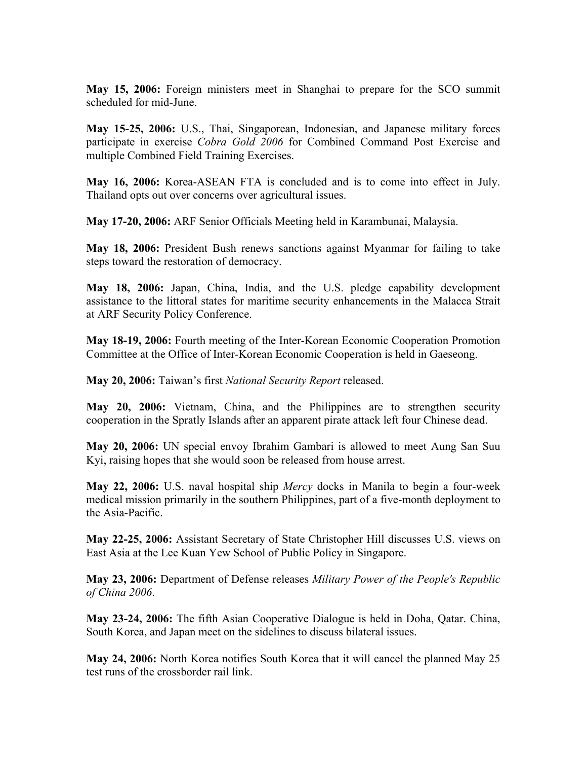**May 15, 2006:** Foreign ministers meet in Shanghai to prepare for the SCO summit scheduled for mid-June.

**May 15-25, 2006:** U.S., Thai, Singaporean, Indonesian, and Japanese military forces participate in exercise *Cobra Gold 2006* for Combined Command Post Exercise and multiple Combined Field Training Exercises.

**May 16, 2006:** Korea-ASEAN FTA is concluded and is to come into effect in July. Thailand opts out over concerns over agricultural issues.

**May 17-20, 2006:** ARF Senior Officials Meeting held in Karambunai, Malaysia.

**May 18, 2006:** President Bush renews sanctions against Myanmar for failing to take steps toward the restoration of democracy.

**May 18, 2006:** Japan, China, India, and the U.S. pledge capability development assistance to the littoral states for maritime security enhancements in the Malacca Strait at ARF Security Policy Conference.

**May 18-19, 2006:** Fourth meeting of the Inter-Korean Economic Cooperation Promotion Committee at the Office of Inter-Korean Economic Cooperation is held in Gaeseong.

**May 20, 2006:** Taiwan's first *National Security Report* released.

**May 20, 2006:** Vietnam, China, and the Philippines are to strengthen security cooperation in the Spratly Islands after an apparent pirate attack left four Chinese dead.

**May 20, 2006:** UN special envoy Ibrahim Gambari is allowed to meet Aung San Suu Kyi, raising hopes that she would soon be released from house arrest.

**May 22, 2006:** U.S. naval hospital ship *Mercy* docks in Manila to begin a four-week medical mission primarily in the southern Philippines, part of a five-month deployment to the Asia-Pacific.

**May 22-25, 2006:** Assistant Secretary of State Christopher Hill discusses U.S. views on East Asia at the Lee Kuan Yew School of Public Policy in Singapore.

**May 23, 2006:** Department of Defense releases *Military Power of the People's Republic of China 2006*.

**May 23-24, 2006:** The fifth Asian Cooperative Dialogue is held in Doha, Qatar. China, South Korea, and Japan meet on the sidelines to discuss bilateral issues.

**May 24, 2006:** North Korea notifies South Korea that it will cancel the planned May 25 test runs of the crossborder rail link.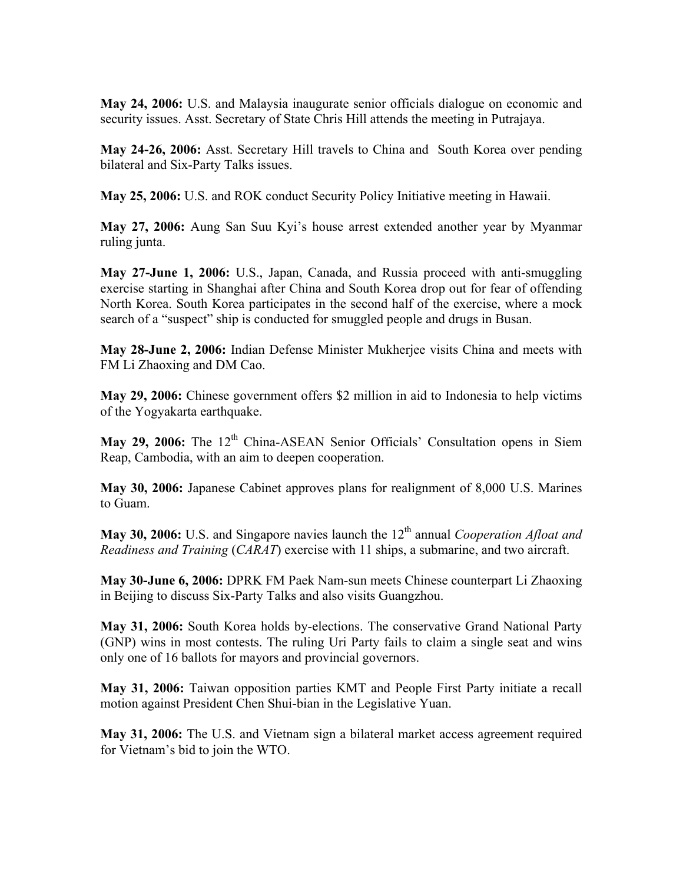**May 24, 2006:** U.S. and Malaysia inaugurate senior officials dialogue on economic and security issues. Asst. Secretary of State Chris Hill attends the meeting in Putrajaya.

**May 24-26, 2006:** Asst. Secretary Hill travels to China and South Korea over pending bilateral and Six-Party Talks issues.

**May 25, 2006:** U.S. and ROK conduct Security Policy Initiative meeting in Hawaii.

**May 27, 2006:** Aung San Suu Kyi's house arrest extended another year by Myanmar ruling junta.

**May 27-June 1, 2006:** U.S., Japan, Canada, and Russia proceed with anti-smuggling exercise starting in Shanghai after China and South Korea drop out for fear of offending North Korea. South Korea participates in the second half of the exercise, where a mock search of a "suspect" ship is conducted for smuggled people and drugs in Busan.

**May 28-June 2, 2006:** Indian Defense Minister Mukherjee visits China and meets with FM Li Zhaoxing and DM Cao.

**May 29, 2006:** Chinese government offers $2 million in aid to Indonesia to help victims of the Yogyakarta earthquake.

**May 29, 2006:** The 12th China-ASEAN Senior Officials' Consultation opens in Siem Reap, Cambodia, with an aim to deepen cooperation.

**May 30, 2006:** Japanese Cabinet approves plans for realignment of 8,000 U.S. Marines to Guam.

**May 30, 2006:** U.S. and Singapore navies launch the 12th annual *Cooperation Afloat and Readiness and Training* (*CARAT*) exercise with 11 ships, a submarine, and two aircraft.

**May 30-June 6, 2006:** DPRK FM Paek Nam-sun meets Chinese counterpart Li Zhaoxing in Beijing to discuss Six-Party Talks and also visits Guangzhou.

**May 31, 2006:** South Korea holds by-elections. The conservative Grand National Party (GNP) wins in most contests. The ruling Uri Party fails to claim a single seat and wins only one of 16 ballots for mayors and provincial governors.

**May 31, 2006:** Taiwan opposition parties KMT and People First Party initiate a recall motion against President Chen Shui-bian in the Legislative Yuan.

**May 31, 2006:** The U.S. and Vietnam sign a bilateral market access agreement required for Vietnam's bid to join the WTO.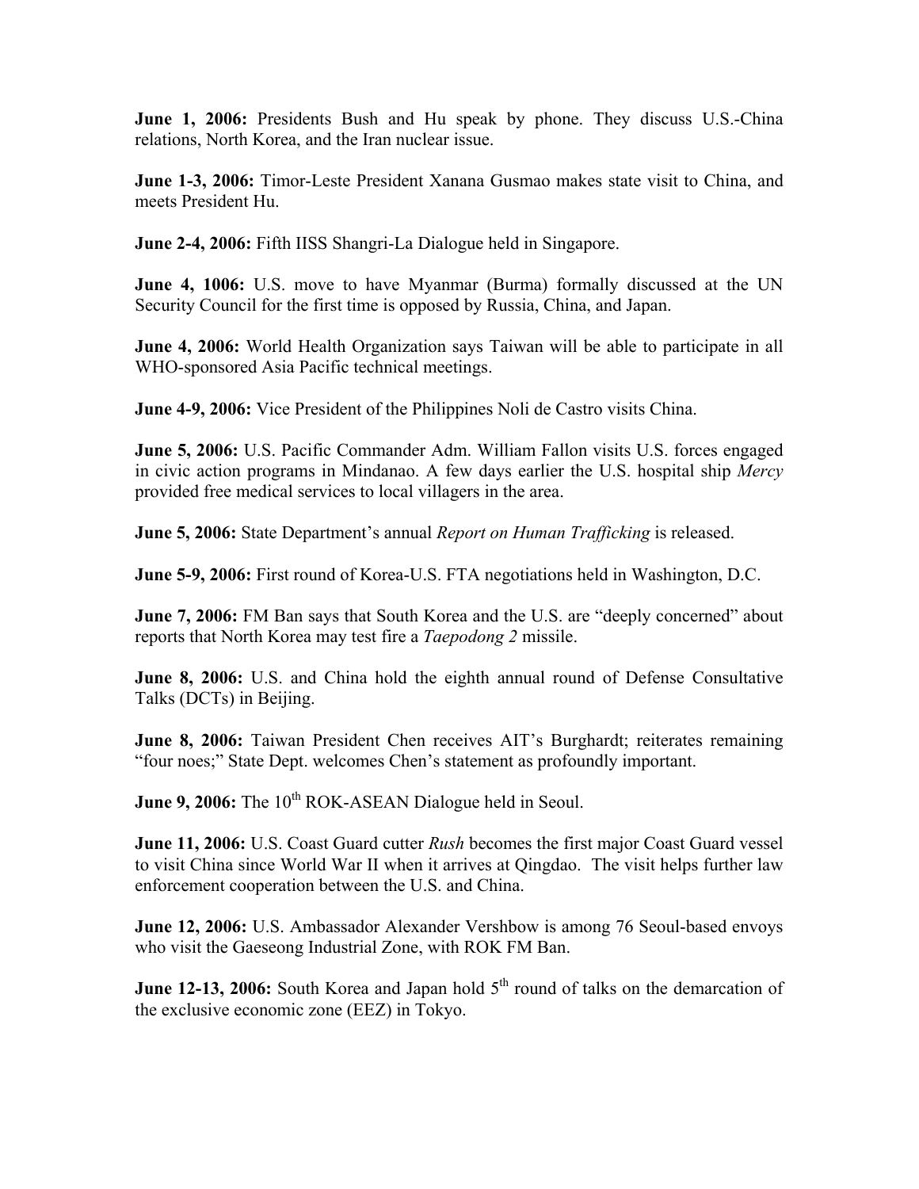**June 1, 2006:** Presidents Bush and Hu speak by phone. They discuss U.S.-China relations, North Korea, and the Iran nuclear issue.

**June 1-3, 2006:** Timor-Leste President Xanana Gusmao makes state visit to China, and meets President Hu.

**June 2-4, 2006:** Fifth IISS Shangri-La Dialogue held in Singapore.

**June 4, 1006:** U.S. move to have Myanmar (Burma) formally discussed at the UN Security Council for the first time is opposed by Russia, China, and Japan.

**June 4, 2006:** World Health Organization says Taiwan will be able to participate in all WHO-sponsored Asia Pacific technical meetings.

**June 4-9, 2006:** Vice President of the Philippines Noli de Castro visits China.

**June 5, 2006:** U.S. Pacific Commander Adm. William Fallon visits U.S. forces engaged in civic action programs in Mindanao. A few days earlier the U.S. hospital ship *Mercy* provided free medical services to local villagers in the area.

**June 5, 2006:** State Department's annual *Report on Human Trafficking* is released.

**June 5-9, 2006:** First round of Korea-U.S. FTA negotiations held in Washington, D.C.

**June 7, 2006:** FM Ban says that South Korea and the U.S. are "deeply concerned" about reports that North Korea may test fire a *Taepodong 2* missile.

**June 8, 2006:** U.S. and China hold the eighth annual round of Defense Consultative Talks (DCTs) in Beijing.

**June 8, 2006:** Taiwan President Chen receives AIT's Burghardt; reiterates remaining "four noes;" State Dept. welcomes Chen's statement as profoundly important.

**June 9, 2006:** The 10th ROK-ASEAN Dialogue held in Seoul.

**June 11, 2006:** U.S. Coast Guard cutter *Rush* becomes the first major Coast Guard vessel to visit China since World War II when it arrives at Qingdao. The visit helps further law enforcement cooperation between the U.S. and China.

**June 12, 2006:** U.S. Ambassador Alexander Vershbow is among 76 Seoul-based envoys who visit the Gaeseong Industrial Zone, with ROK FM Ban.

**June 12-13, 2006:** South Korea and Japan hold 5th round of talks on the demarcation of the exclusive economic zone (EEZ) in Tokyo.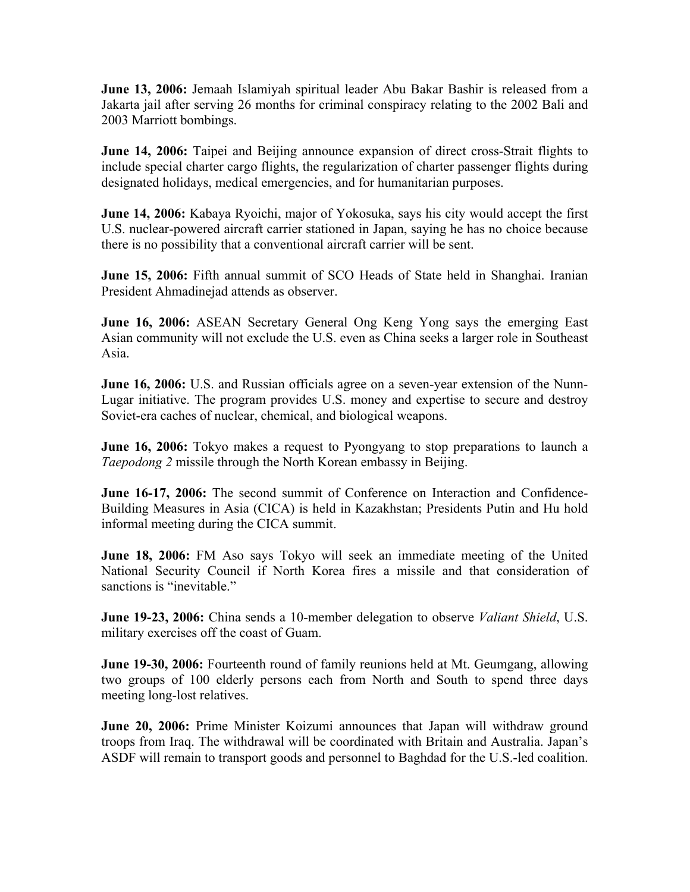**June 13, 2006:** Jemaah Islamiyah spiritual leader Abu Bakar Bashir is released from a Jakarta jail after serving 26 months for criminal conspiracy relating to the 2002 Bali and 2003 Marriott bombings.

**June 14, 2006:** Taipei and Beijing announce expansion of direct cross-Strait flights to include special charter cargo flights, the regularization of charter passenger flights during designated holidays, medical emergencies, and for humanitarian purposes.

**June 14, 2006:** Kabaya Ryoichi, major of Yokosuka, says his city would accept the first U.S. nuclear-powered aircraft carrier stationed in Japan, saying he has no choice because there is no possibility that a conventional aircraft carrier will be sent.

**June 15, 2006:** Fifth annual summit of SCO Heads of State held in Shanghai. Iranian President Ahmadinejad attends as observer.

**June 16, 2006:** ASEAN Secretary General Ong Keng Yong says the emerging East Asian community will not exclude the U.S. even as China seeks a larger role in Southeast Asia.

**June 16, 2006:** U.S. and Russian officials agree on a seven-year extension of the Nunn-Lugar initiative. The program provides U.S. money and expertise to secure and destroy Soviet-era caches of nuclear, chemical, and biological weapons.

**June 16, 2006:** Tokyo makes a request to Pyongyang to stop preparations to launch a *Taepodong 2* missile through the North Korean embassy in Beijing.

**June 16-17, 2006:** The second summit of Conference on Interaction and Confidence-Building Measures in Asia (CICA) is held in Kazakhstan; Presidents Putin and Hu hold informal meeting during the CICA summit.

**June 18, 2006:** FM Aso says Tokyo will seek an immediate meeting of the United National Security Council if North Korea fires a missile and that consideration of sanctions is "inevitable."

**June 19-23, 2006:** China sends a 10-member delegation to observe *Valiant Shield*, U.S. military exercises off the coast of Guam.

**June 19-30, 2006:** Fourteenth round of family reunions held at Mt. Geumgang, allowing two groups of 100 elderly persons each from North and South to spend three days meeting long-lost relatives.

**June 20, 2006:** Prime Minister Koizumi announces that Japan will withdraw ground troops from Iraq. The withdrawal will be coordinated with Britain and Australia. Japan's ASDF will remain to transport goods and personnel to Baghdad for the U.S.-led coalition.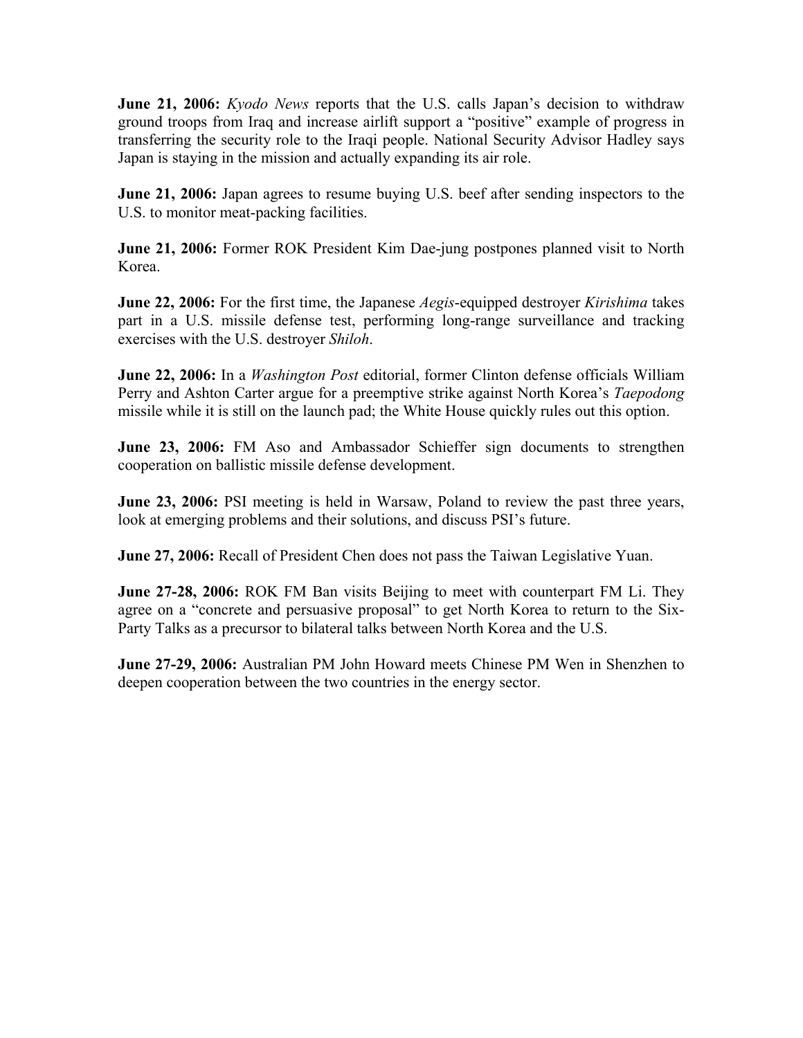**June 21, 2006:** *Kyodo News* reports that the U.S. calls Japan's decision to withdraw ground troops from Iraq and increase airlift support a "positive" example of progress in transferring the security role to the Iraqi people. National Security Advisor Hadley says Japan is staying in the mission and actually expanding its air role.

**June 21, 2006:** Japan agrees to resume buying U.S. beef after sending inspectors to the U.S. to monitor meat-packing facilities.

**June 21, 2006:** Former ROK President Kim Dae-jung postpones planned visit to North Korea.

**June 22, 2006:** For the first time, the Japanese *Aegis*-equipped destroyer *Kirishima* takes part in a U.S. missile defense test, performing long-range surveillance and tracking exercises with the U.S. destroyer *Shiloh*.

**June 22, 2006:** In a *Washington Post* editorial, former Clinton defense officials William Perry and Ashton Carter argue for a preemptive strike against North Korea's *Taepodong* missile while it is still on the launch pad; the White House quickly rules out this option.

**June 23, 2006:** FM Aso and Ambassador Schieffer sign documents to strengthen cooperation on ballistic missile defense development.

**June 23, 2006:** PSI meeting is held in Warsaw, Poland to review the past three years, look at emerging problems and their solutions, and discuss PSI's future.

**June 27, 2006:** Recall of President Chen does not pass the Taiwan Legislative Yuan.

**June 27-28, 2006:** ROK FM Ban visits Beijing to meet with counterpart FM Li. They agree on a "concrete and persuasive proposal" to get North Korea to return to the Six-Party Talks as a precursor to bilateral talks between North Korea and the U.S.

**June 27-29, 2006:** Australian PM John Howard meets Chinese PM Wen in Shenzhen to deepen cooperation between the two countries in the energy sector.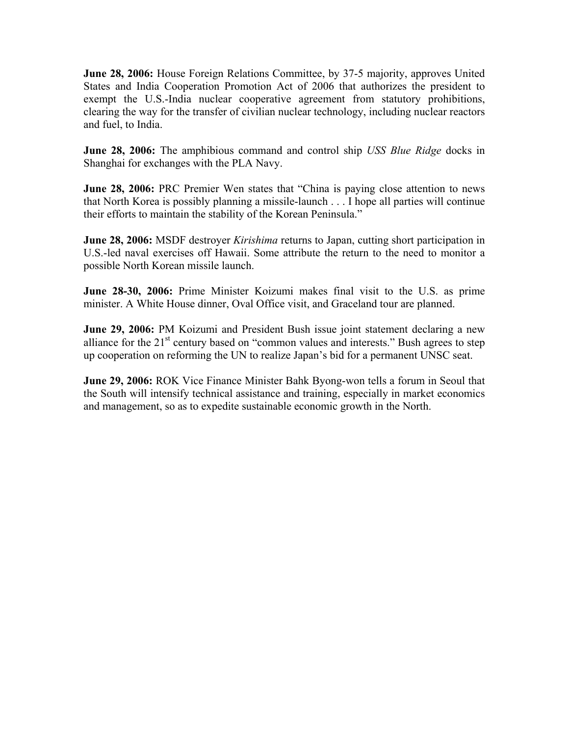**June 28, 2006:** House Foreign Relations Committee, by 37-5 majority, approves United States and India Cooperation Promotion Act of 2006 that authorizes the president to exempt the U.S.-India nuclear cooperative agreement from statutory prohibitions, clearing the way for the transfer of civilian nuclear technology, including nuclear reactors and fuel, to India.

**June 28, 2006:** The amphibious command and control ship *USS Blue Ridge* docks in Shanghai for exchanges with the PLA Navy.

**June 28, 2006:** PRC Premier Wen states that "China is paying close attention to news that North Korea is possibly planning a missile-launch . . . I hope all parties will continue their efforts to maintain the stability of the Korean Peninsula."

**June 28, 2006:** MSDF destroyer *Kirishima* returns to Japan, cutting short participation in U.S.-led naval exercises off Hawaii. Some attribute the return to the need to monitor a possible North Korean missile launch.

**June 28-30, 2006:** Prime Minister Koizumi makes final visit to the U.S. as prime minister. A White House dinner, Oval Office visit, and Graceland tour are planned.

**June 29, 2006:** PM Koizumi and President Bush issue joint statement declaring a new alliance for the 21st century based on "common values and interests." Bush agrees to step up cooperation on reforming the UN to realize Japan's bid for a permanent UNSC seat.

**June 29, 2006:** ROK Vice Finance Minister Bahk Byong-won tells a forum in Seoul that the South will intensify technical assistance and training, especially in market economics and management, so as to expedite sustainable economic growth in the North.